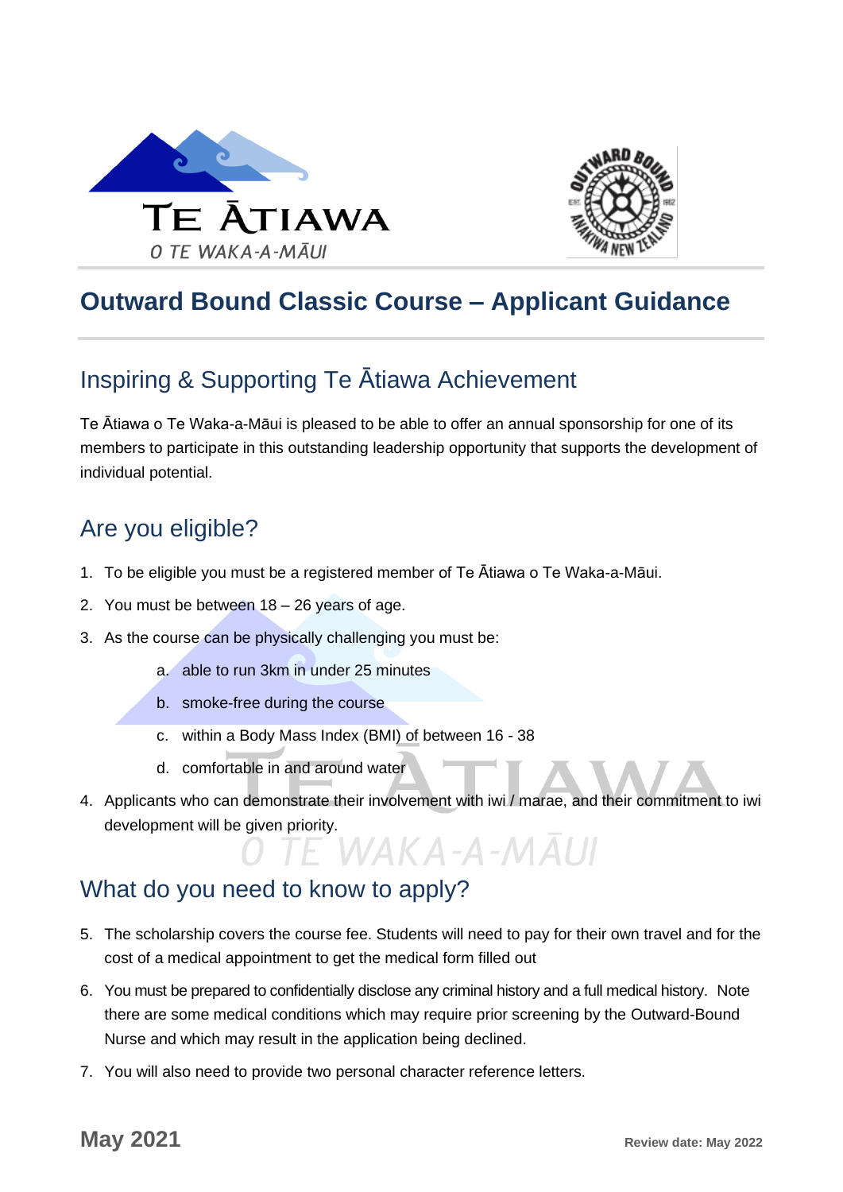# Outward Bound Classic Course – Applicant Guidance

## Inspiring & Supporting Te Ātiawa Achievement

Te Ātiawa o Te Waka-a-Māui is pleased to be able to offer an annual sponsorship for one of its members to participate in this outstanding leadership opportunity that supports the development of individual potential.

## Are you eligible?

1. To be eligible you must be a registered member of Te Ātiawa o Te Waka-a-Māui.
2. You must be between 18 – 26 years of age.
3. As the course can be physically challenging you must be:
   a. able to run 3km in under 25 minutes
   b. smoke-free during the course
   c. within a Body Mass Index (BMI) of between 16 - 38
   d. comfortable in and around water
4. Applicants who can demonstrate their involvement with iwi / marae, and their commitment to iwi development will be given priority.

## What do you need to know to apply?

5. The scholarship covers the course fee. Students will need to pay for their own travel and for the cost of a medical appointment to get the medical form filled out
6. You must be prepared to confidentially disclose any criminal history and a full medical history. Note there are some medical conditions which may require prior screening by the Outward-Bound Nurse and which may result in the application being declined.
7. You will also need to provide two personal character reference letters.

**May 2021** **Review date: May 2022**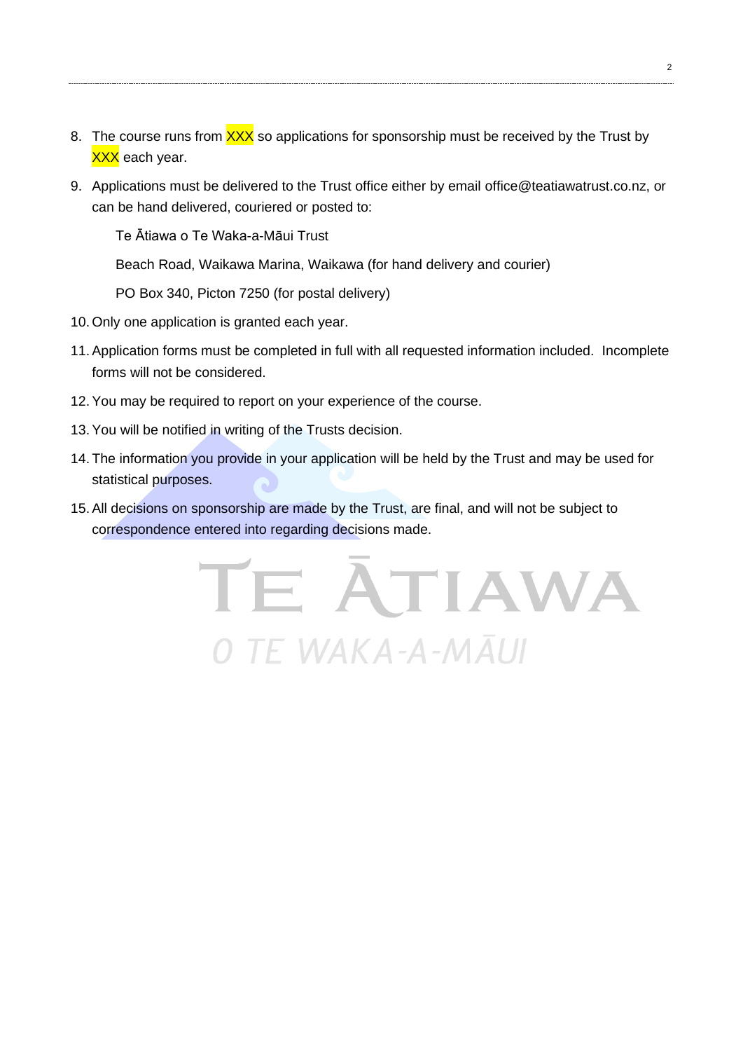8. The course runs from XXX so applications for sponsorship must be received by the Trust by XXX each year.

9. Applications must be delivered to the Trust office either by email office@teatiawatrust.co.nz, or can be hand delivered, couriered or posted to:

   Te Ātiawa o Te Waka-a-Māui Trust

   Beach Road, Waikawa Marina, Waikawa (for hand delivery and courier)

   PO Box 340, Picton 7250 (for postal delivery)

10. Only one application is granted each year.

11. Application forms must be completed in full with all requested information included. Incomplete forms will not be considered.

12. You may be required to report on your experience of the course.

13. You will be notified in writing of the Trusts decision.

14. The information you provide in your application will be held by the Trust and may be used for statistical purposes.

15. All decisions on sponsorship are made by the Trust, are final, and will not be subject to correspondence entered into regarding decisions made.

TE ĀTIAWA

O TE WAKA-A-MĀUI